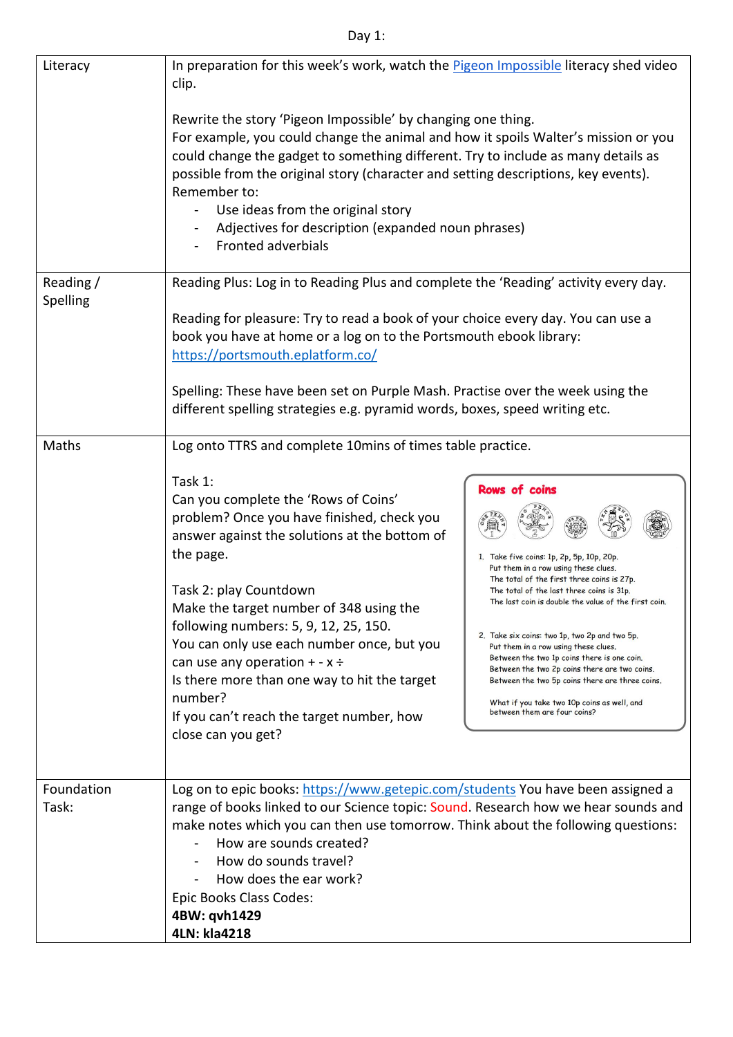Day 1:

| | |
|---|---|
| Literacy | In preparation for this week's work, watch the [Pigeon Impossible] literacy shed video clip.<br><br>Rewrite the story 'Pigeon Impossible' by changing one thing.<br>For example, you could change the animal and how it spoils Walter's mission or you could change the gadget to something different. Try to include as many details as possible from the original story (character and setting descriptions, key events).<br>Remember to:<br>- Use ideas from the original story<br>- Adjectives for description (expanded noun phrases)<br>- Fronted adverbials |
| Reading / Spelling | Reading Plus: Log in to Reading Plus and complete the 'Reading' activity every day.<br><br>Reading for pleasure: Try to read a book of your choice every day. You can use a book you have at home or a log on to the Portsmouth ebook library: https://portsmouth.eplatform.co/<br><br>Spelling: These have been set on Purple Mash. Practise over the week using the different spelling strategies e.g. pyramid words, boxes, speed writing etc. |
| Maths | Log onto TTRS and complete 10mins of times table practice.<br><br>Task 1:<br>Can you complete the 'Rows of Coins' problem? Once you have finished, check you answer against the solutions at the bottom of the page.<br><br>Task 2: play Countdown<br>Make the target number of 348 using the following numbers: 5, 9, 12, 25, 150.<br>You can only use each number once, but you can use any operation + - x ÷<br>Is there more than one way to hit the target number?<br>If you can't reach the target number, how close can you get?<br><br>**Rows of coins**<br>1. Take five coins: 1p, 2p, 5p, 10p, 20p.<br>Put them in a row using these clues.<br>The total of the first three coins is 27p.<br>The total of the last three coins is 31p.<br>The last coin is double the value of the first coin.<br><br>2. Take six coins: two 1p, two 2p and two 5p.<br>Put them in a row using these clues.<br>Between the two 1p coins there is one coin.<br>Between the two 2p coins there are two coins.<br>Between the two 5p coins there are three coins.<br><br>What if you take two 10p coins as well, and between them are four coins? |
| Foundation Task: | Log on to epic books: https://www.getepic.com/students You have been assigned a range of books linked to our Science topic: Sound. Research how we hear sounds and make notes which you can then use tomorrow. Think about the following questions:<br>- How are sounds created?<br>- How do sounds travel?<br>- How does the ear work?<br><br>Epic Books Class Codes:<br>**4BW: qvh1429**<br>**4LN: kla4218** |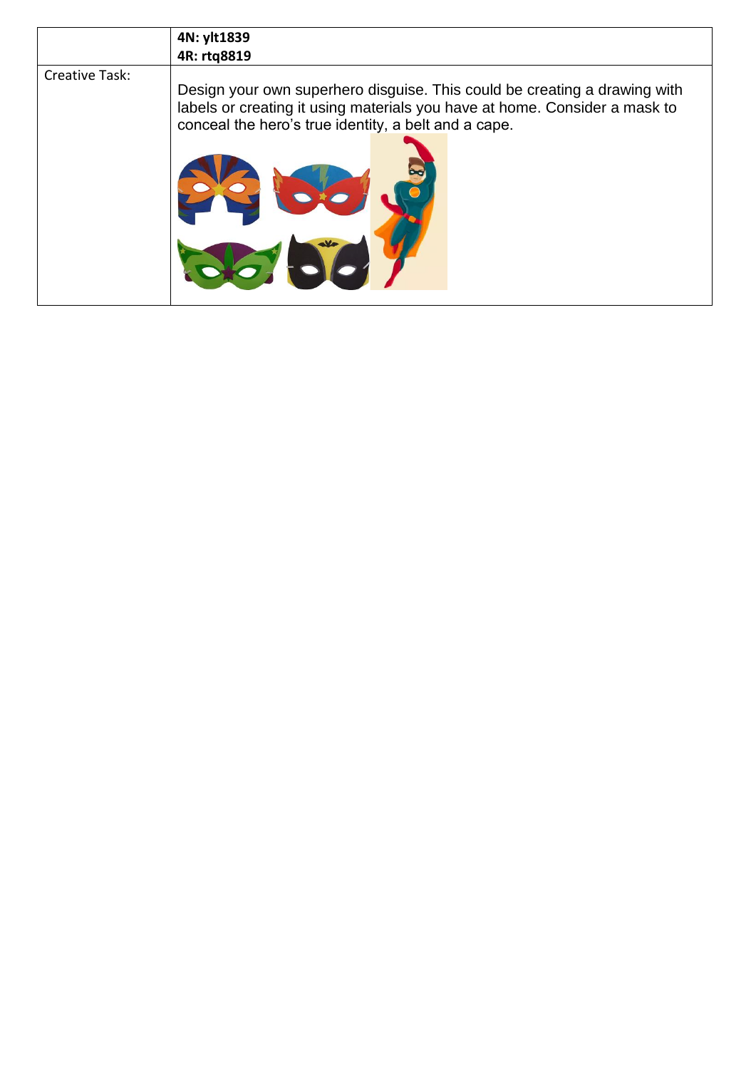|  | **4N: ylt1839**<br>**4R: rtq8819** |
| --- | --- |
| Creative Task: | Design your own superhero disguise. This could be creating a drawing with labels or creating it using materials you have at home. Consider a mask to conceal the hero's true identity, a belt and a cape. |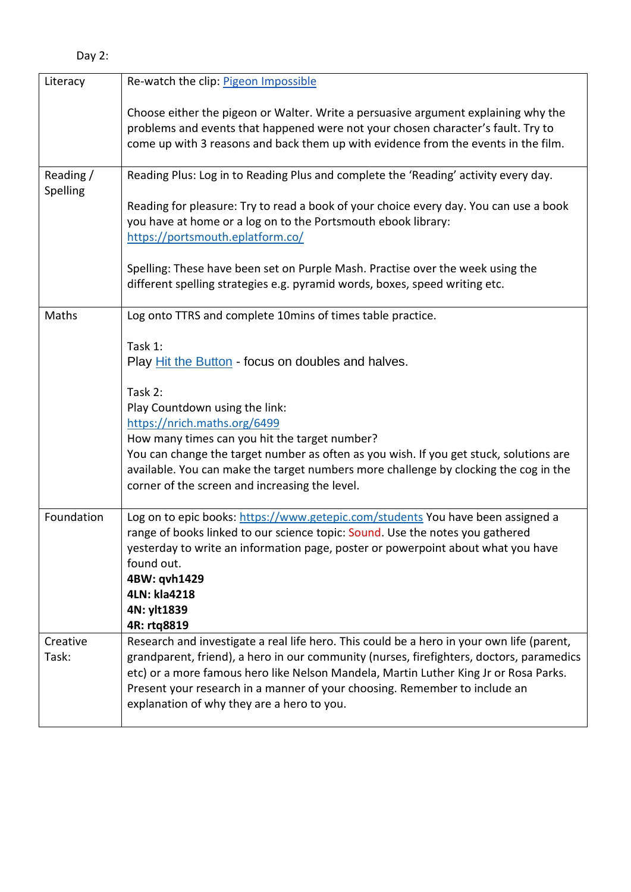Day 2:

| Literacy | Re-watch the clip: [Pigeon Impossible](#)<br><br>Choose either the pigeon or Walter. Write a persuasive argument explaining why the problems and events that happened were not your chosen character's fault. Try to come up with 3 reasons and back them up with evidence from the events in the film. |
|---|---|
| Reading / Spelling | Reading Plus: Log in to Reading Plus and complete the 'Reading' activity every day.<br><br>Reading for pleasure: Try to read a book of your choice every day. You can use a book you have at home or a log on to the Portsmouth ebook library: https://portsmouth.eplatform.co/<br><br>Spelling: These have been set on Purple Mash. Practise over the week using the different spelling strategies e.g. pyramid words, boxes, speed writing etc. |
| Maths | Log onto TTRS and complete 10mins of times table practice.<br><br>Task 1:<br>Play [Hit the Button](#) - focus on doubles and halves.<br><br>Task 2:<br>Play Countdown using the link:<br>https://nrich.maths.org/6499<br>How many times can you hit the target number?<br>You can change the target number as often as you wish. If you get stuck, solutions are available. You can make the target numbers more challenge by clocking the cog in the corner of the screen and increasing the level. |
| Foundation | Log on to epic books: https://www.getepic.com/students You have been assigned a range of books linked to our science topic: Sound. Use the notes you gathered yesterday to write an information page, poster or powerpoint about what you have found out.<br>**4BW: qvh1429**<br>**4LN: kla4218**<br>**4N: ylt1839**<br>**4R: rtq8819** |
| Creative Task: | Research and investigate a real life hero. This could be a hero in your own life (parent, grandparent, friend), a hero in our community (nurses, firefighters, doctors, paramedics etc) or a more famous hero like Nelson Mandela, Martin Luther King Jr or Rosa Parks. Present your research in a manner of your choosing. Remember to include an explanation of why they are a hero to you. |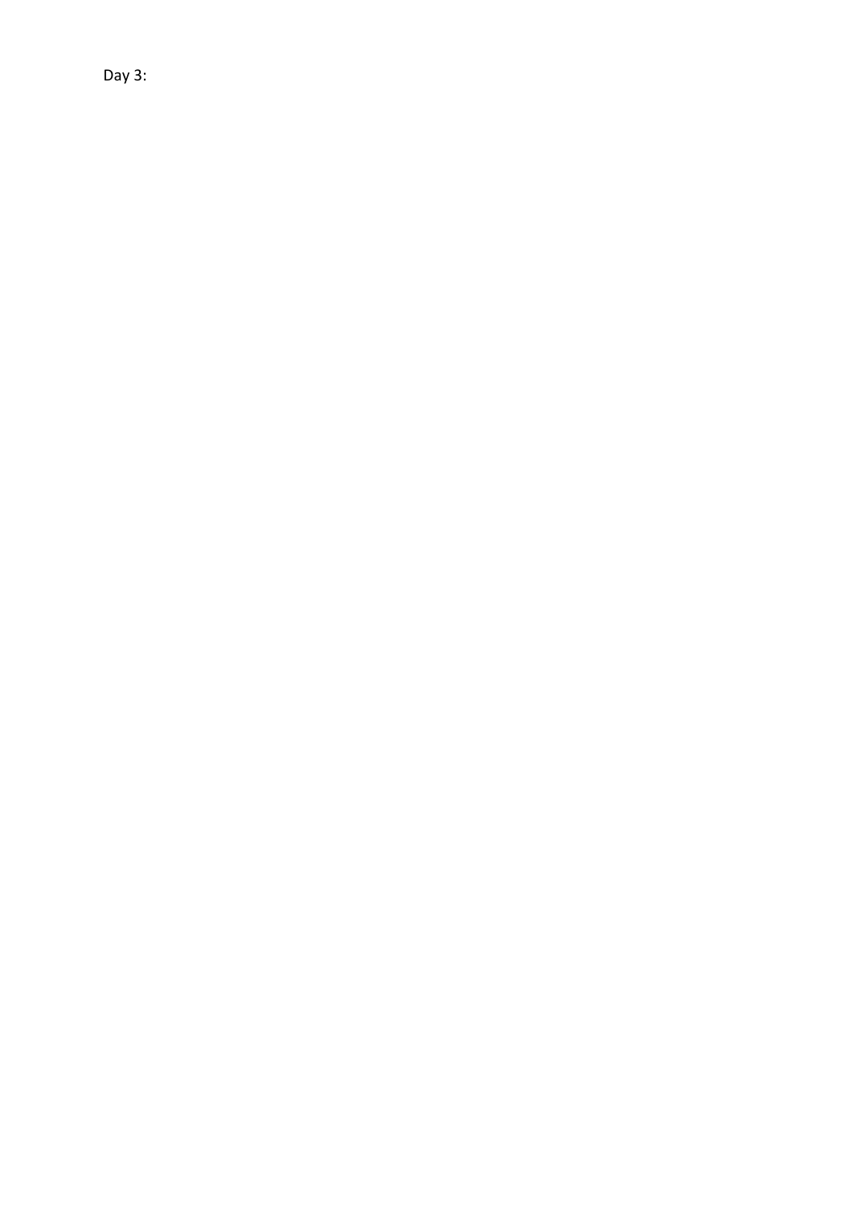Day 3: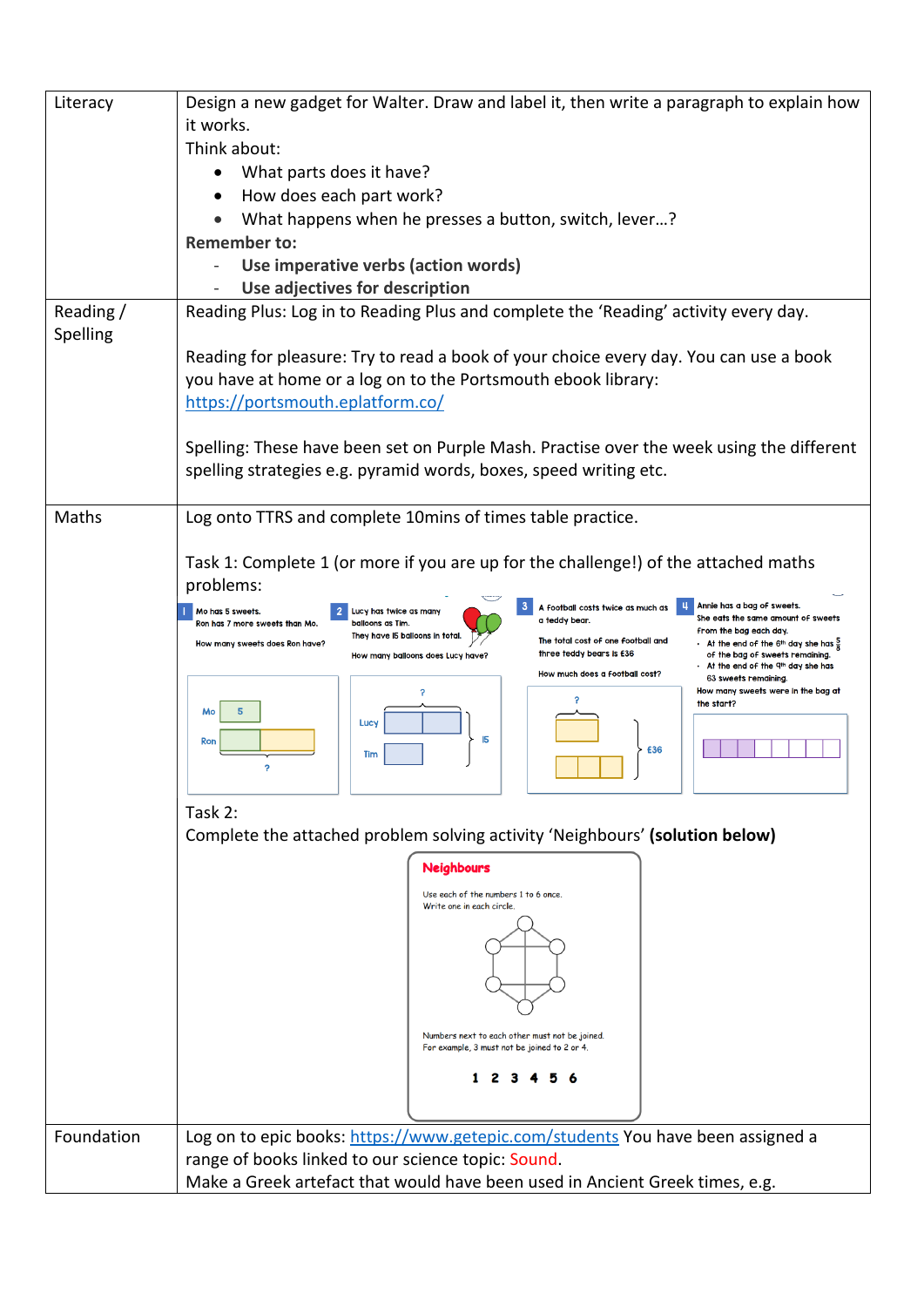| | |
|---|---|
| Literacy | Design a new gadget for Walter. Draw and label it, then write a paragraph to explain how it works.<br>Think about:<br>• What parts does it have?<br>• How does each part work?<br>• What happens when he presses a button, switch, lever…?<br>**Remember to:**<br>- **Use imperative verbs (action words)**<br>- **Use adjectives for description** |
| Reading / Spelling | Reading Plus: Log in to Reading Plus and complete the 'Reading' activity every day.<br><br>Reading for pleasure: Try to read a book of your choice every day. You can use a book you have at home or a log on to the Portsmouth ebook library: https://portsmouth.eplatform.co/<br><br>Spelling: These have been set on Purple Mash. Practise over the week using the different spelling strategies e.g. pyramid words, boxes, speed writing etc. |
| Maths | Log onto TTRS and complete 10mins of times table practice.<br><br>Task 1: Complete 1 (or more if you are up for the challenge!) of the attached maths problems:<br><br>1. Mo has 5 sweets. Ron has 7 more sweets than Mo. How many sweets does Ron have? (Mo: 5; Ron: ?)<br>2. Lucy has twice as many balloons as Tim. They have 15 balloons in total. How many balloons does Lucy have? (Lucy, Tim: 15; ?)<br>3. A football costs twice as much as a teddy bear. The total cost of one football and three teddy bears is £36. How much does a football cost? (?; £36)<br>4. Annie has a bag of sweets. She eats the same amount of sweets from the bag each day.<br>• At the end of the 6th day she has $\frac{5}{8}$ of the bag of sweets remaining.<br>• At the end of the 9th day she has 63 sweets remaining.<br>How many sweets were in the bag at the start?<br><br>Task 2:<br>Complete the attached problem solving activity 'Neighbours' **(solution below)**<br><br>**Neighbours**<br>Use each of the numbers 1 to 6 once. Write one in each circle.<br>Numbers next to each other must not be joined. For example, 3 must not be joined to 2 or 4.<br>1 2 3 4 5 6 |
| Foundation | Log on to epic books: https://www.getepic.com/students You have been assigned a range of books linked to our science topic: Sound.<br>Make a Greek artefact that would have been used in Ancient Greek times, e.g. |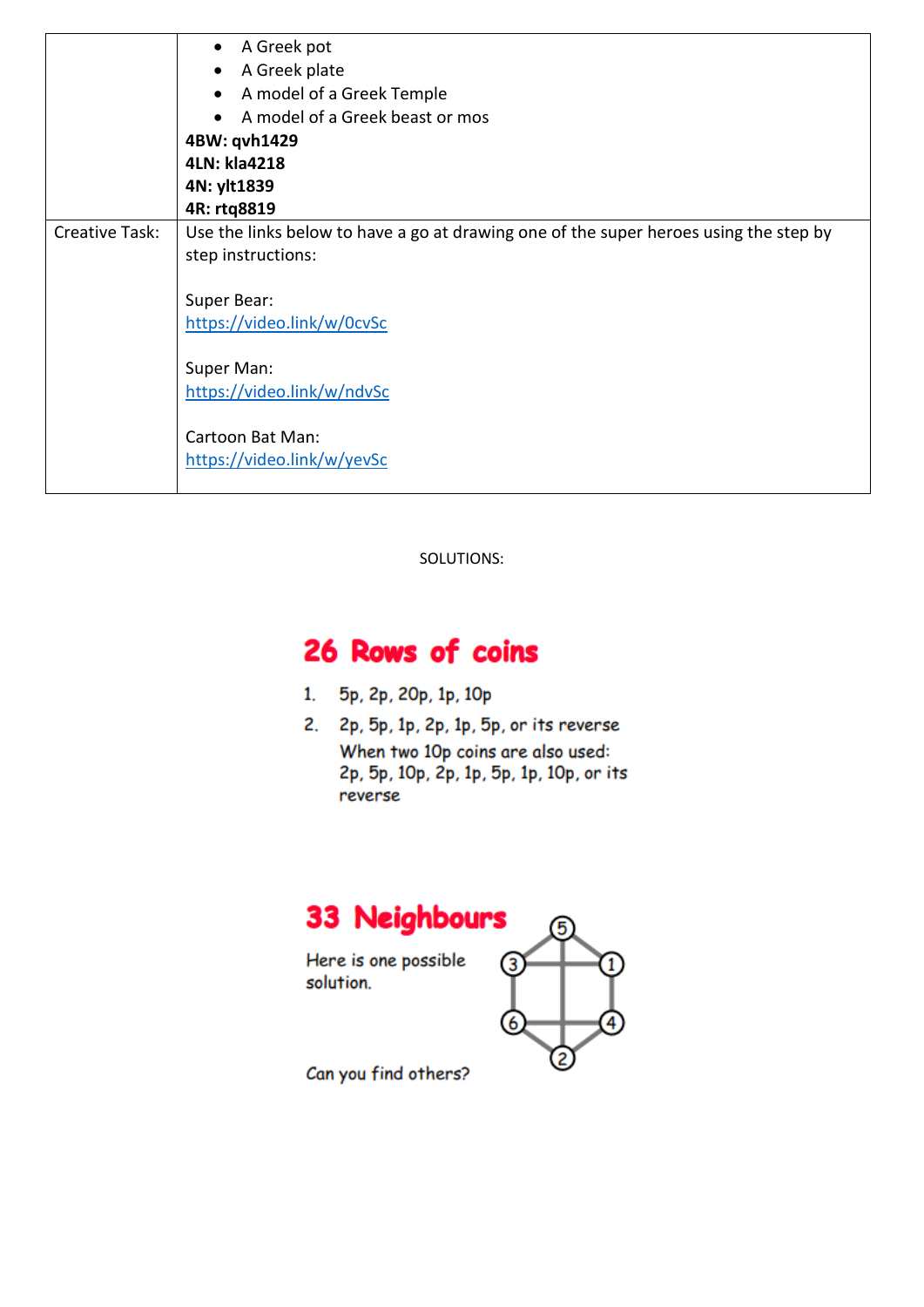| | |
|---|---|
| | • A Greek pot<br>• A Greek plate<br>• A model of a Greek Temple<br>• A model of a Greek beast or mos<br>**4BW: qvh1429**<br>**4LN: kla4218**<br>**4N: ylt1839**<br>**4R: rtq8819** |
| Creative Task: | Use the links below to have a go at drawing one of the super heroes using the step by step instructions:<br><br>Super Bear:<br>https://video.link/w/0cvSc<br><br>Super Man:<br>https://video.link/w/ndvSc<br><br>Cartoon Bat Man:<br>https://video.link/w/yevSc |

SOLUTIONS:

## 26 Rows of coins

1. 5p, 2p, 20p, 1p, 10p
2. 2p, 5p, 1p, 2p, 1p, 5p, or its reverse
   When two 10p coins are also used:
   2p, 5p, 10p, 2p, 1p, 5p, 1p, 10p, or its reverse

## 33 Neighbours

Here is one possible solution.

5
3 1
6 4
2

Can you find others?